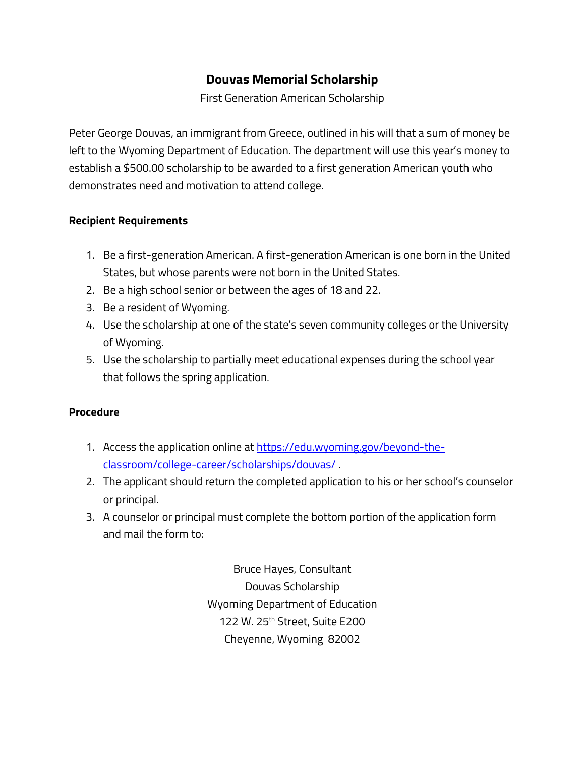# Douvas Memorial Scholarship

First Generation American Scholarship

Peter George Douvas, an immigrant from Greece, outlined in his will that a sum of money be left to the Wyoming Department of Education. The department will use this year's money to establish a $500.00 scholarship to be awarded to a first generation American youth who demonstrates need and motivation to attend college.

**Recipient Requirements**

1. Be a first-generation American. A first-generation American is one born in the United States, but whose parents were not born in the United States.
2. Be a high school senior or between the ages of 18 and 22.
3. Be a resident of Wyoming.
4. Use the scholarship at one of the state's seven community colleges or the University of Wyoming.
5. Use the scholarship to partially meet educational expenses during the school year that follows the spring application.

**Procedure**

1. Access the application online at https://edu.wyoming.gov/beyond-the-classroom/college-career/scholarships/douvas/ .
2. The applicant should return the completed application to his or her school's counselor or principal.
3. A counselor or principal must complete the bottom portion of the application form and mail the form to:

Bruce Hayes, Consultant
Douvas Scholarship
Wyoming Department of Education
122 W. 25th Street, Suite E200
Cheyenne, Wyoming 82002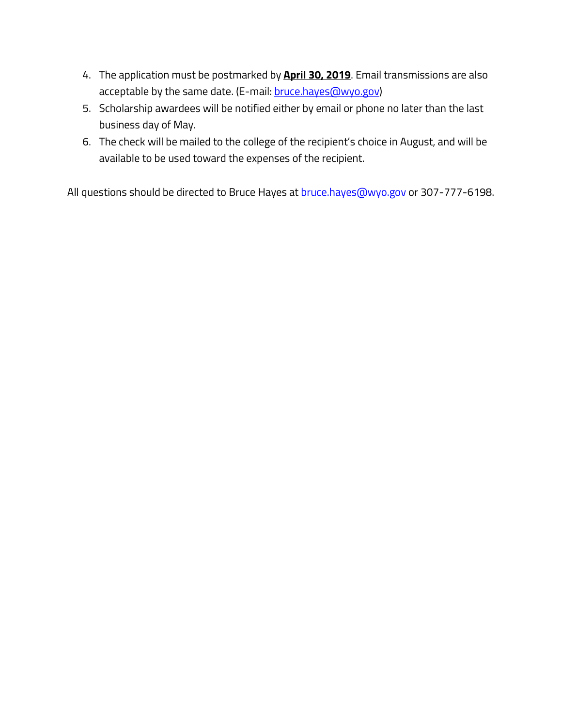4. The application must be postmarked by **April 30, 2019**. Email transmissions are also acceptable by the same date. (E-mail: bruce.hayes@wyo.gov)
5. Scholarship awardees will be notified either by email or phone no later than the last business day of May.
6. The check will be mailed to the college of the recipient's choice in August, and will be available to be used toward the expenses of the recipient.

All questions should be directed to Bruce Hayes at bruce.hayes@wyo.gov or 307-777-6198.